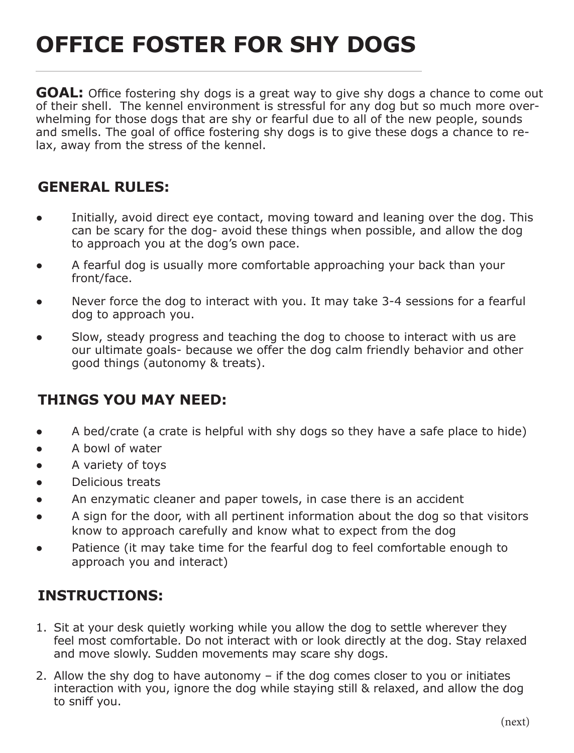# OFFICE FOSTER FOR SHY DOGS

**GOAL:** Office fostering shy dogs is a great way to give shy dogs a chance to come out of their shell. The kennel environment is stressful for any dog but so much more overwhelming for those dogs that are shy or fearful due to all of the new people, sounds and smells. The goal of office fostering shy dogs is to give these dogs a chance to relax, away from the stress of the kennel.

## GENERAL RULES:

- Initially, avoid direct eye contact, moving toward and leaning over the dog. This can be scary for the dog- avoid these things when possible, and allow the dog to approach you at the dog's own pace.
- A fearful dog is usually more comfortable approaching your back than your front/face.
- Never force the dog to interact with you. It may take 3-4 sessions for a fearful dog to approach you.
- Slow, steady progress and teaching the dog to choose to interact with us are our ultimate goals- because we offer the dog calm friendly behavior and other good things (autonomy & treats).

## THINGS YOU MAY NEED:

- A bed/crate (a crate is helpful with shy dogs so they have a safe place to hide)
- A bowl of water
- A variety of toys
- Delicious treats
- An enzymatic cleaner and paper towels, in case there is an accident
- A sign for the door, with all pertinent information about the dog so that visitors know to approach carefully and know what to expect from the dog
- Patience (it may take time for the fearful dog to feel comfortable enough to approach you and interact)

## INSTRUCTIONS:

1. Sit at your desk quietly working while you allow the dog to settle wherever they feel most comfortable. Do not interact with or look directly at the dog. Stay relaxed and move slowly. Sudden movements may scare shy dogs.
2. Allow the shy dog to have autonomy – if the dog comes closer to you or initiates interaction with you, ignore the dog while staying still & relaxed, and allow the dog to sniff you.

(next)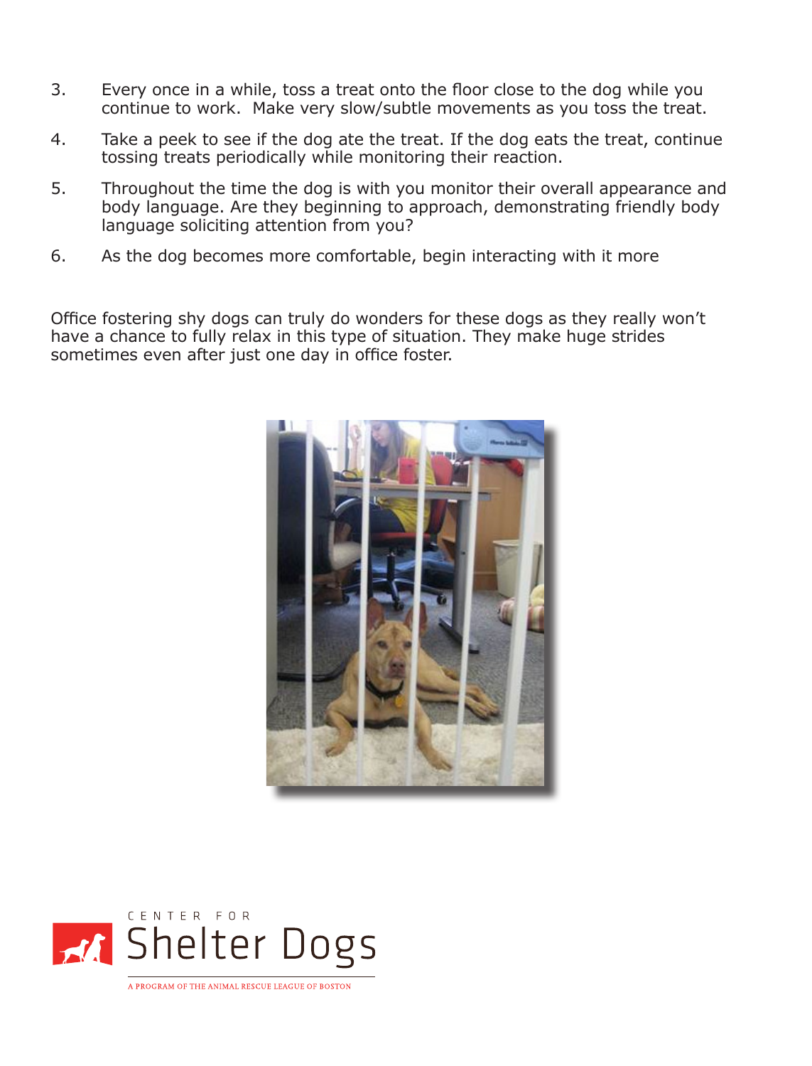3. Every once in a while, toss a treat onto the floor close to the dog while you continue to work. Make very slow/subtle movements as you toss the treat.
4. Take a peek to see if the dog ate the treat. If the dog eats the treat, continue tossing treats periodically while monitoring their reaction.
5. Throughout the time the dog is with you monitor their overall appearance and body language. Are they beginning to approach, demonstrating friendly body language soliciting attention from you?
6. As the dog becomes more comfortable, begin interacting with it more

Office fostering shy dogs can truly do wonders for these dogs as they really won't have a chance to fully relax in this type of situation. They make huge strides sometimes even after just one day in office foster.

CENTER FOR Shelter Dogs

A PROGRAM OF THE ANIMAL RESCUE LEAGUE OF BOSTON